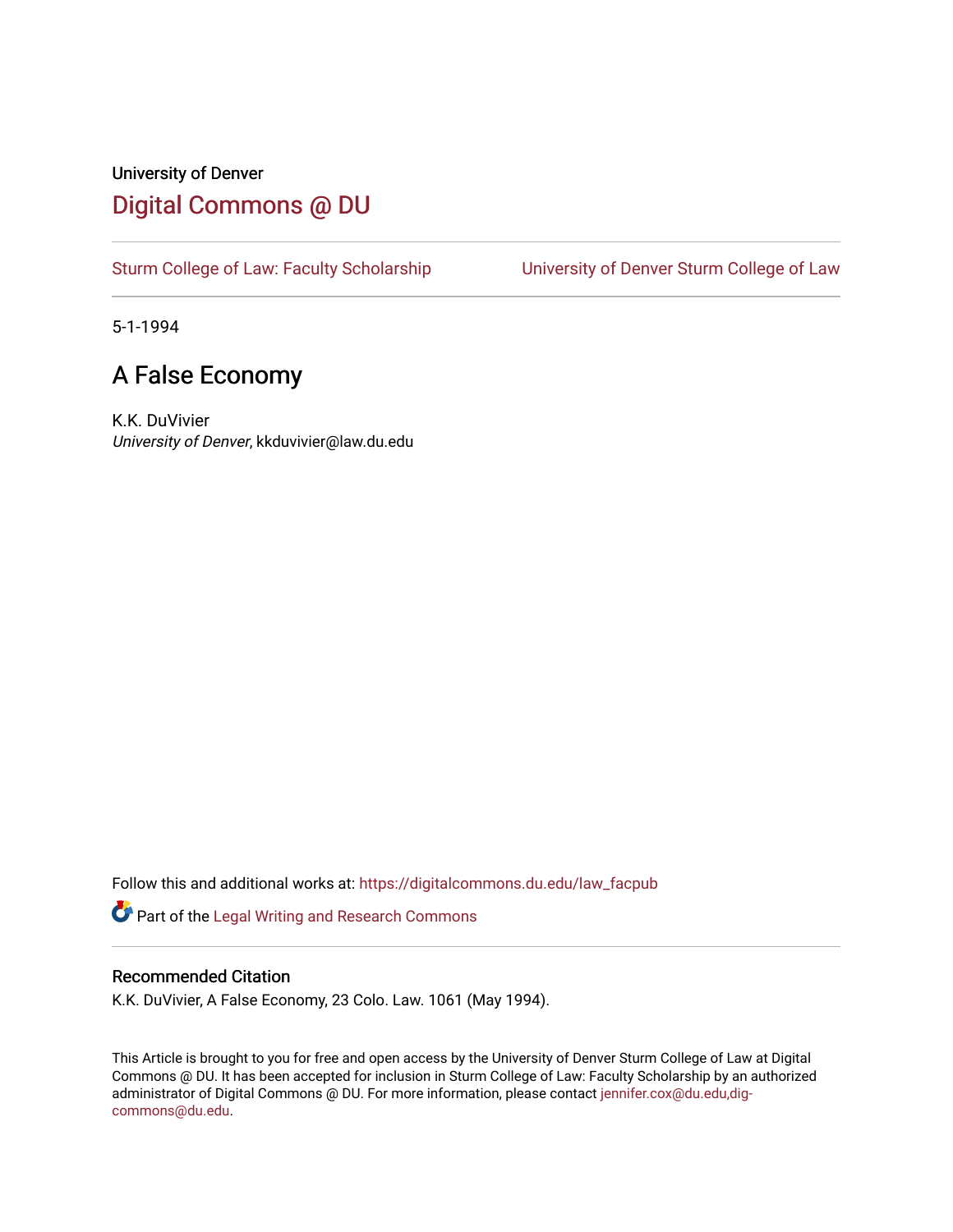University of Denver

# Digital Commons @ DU

Sturm College of Law: Faculty Scholarship | University of Denver Sturm College of Law

5-1-1994

## A False Economy

K.K. DuVivier
*University of Denver*, kkduvivier@law.du.edu

Follow this and additional works at: https://digitalcommons.du.edu/law_facpub

Part of the Legal Writing and Research Commons

### Recommended Citation

K.K. DuVivier, A False Economy, 23 Colo. Law. 1061 (May 1994).

This Article is brought to you for free and open access by the University of Denver Sturm College of Law at Digital Commons @ DU. It has been accepted for inclusion in Sturm College of Law: Faculty Scholarship by an authorized administrator of Digital Commons @ DU. For more information, please contact jennifer.cox@du.edu,dig-commons@du.edu.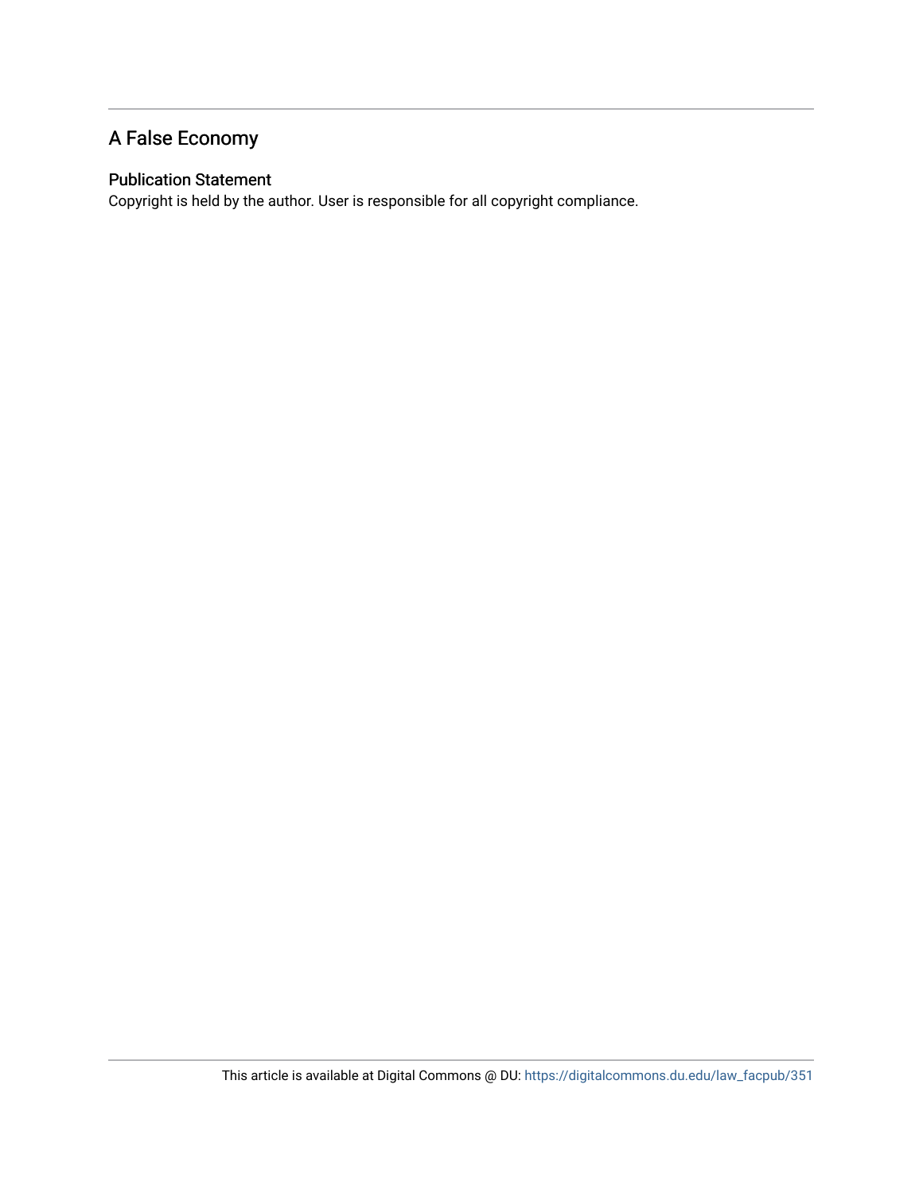## A False Economy

### Publication Statement

Copyright is held by the author. User is responsible for all copyright compliance.

This article is available at Digital Commons @ DU: https://digitalcommons.du.edu/law_facpub/351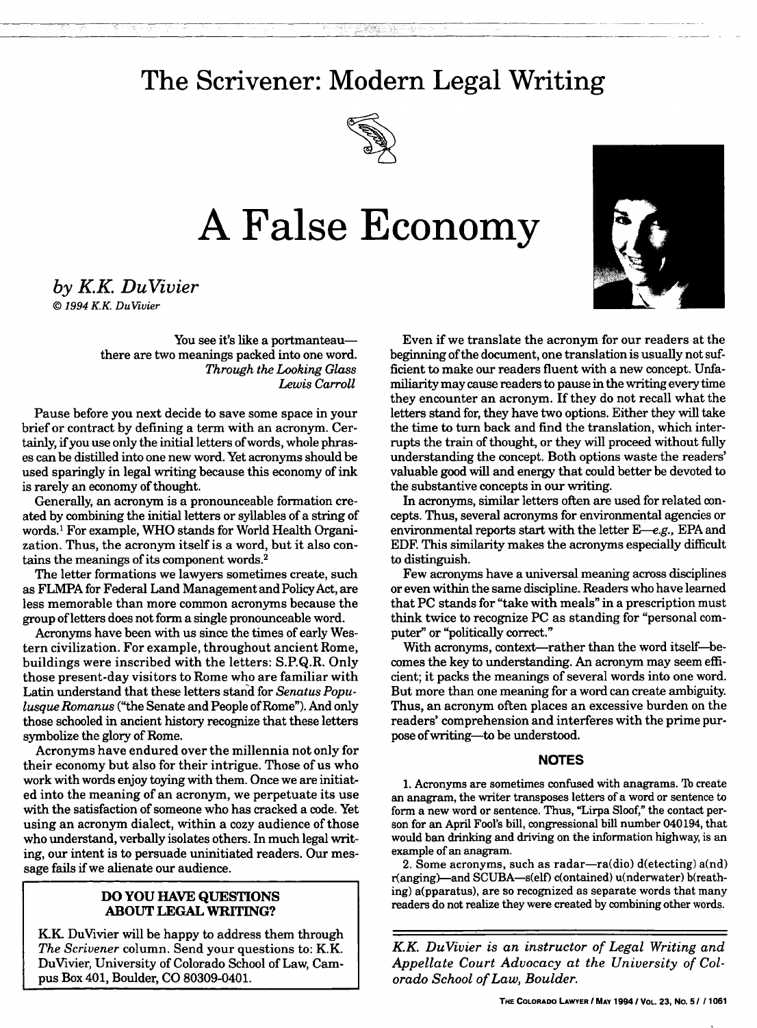# The Scrivener: Modern Legal Writing

# A False Economy

*by K.K. DuVivier*

*© 1994 K.K. DuVivier*

> You see it's like a portmanteau—
> there are two meanings packed into one word.
> *Through the Looking Glass*
> *Lewis Carroll*

Pause before you next decide to save some space in your brief or contract by defining a term with an acronym. Certainly, if you use only the initial letters of words, whole phrases can be distilled into one new word. Yet acronyms should be used sparingly in legal writing because this economy of ink is rarely an economy of thought.

Generally, an acronym is a pronounceable formation created by combining the initial letters or syllables of a string of words.[1] For example, WHO stands for World Health Organization. Thus, the acronym itself is a word, but it also contains the meanings of its component words.[2]

The letter formations we lawyers sometimes create, such as FLMPA for Federal Land Management and Policy Act, are less memorable than more common acronyms because the group of letters does not form a single pronounceable word.

Acronyms have been with us since the times of early Western civilization. For example, throughout ancient Rome, buildings were inscribed with the letters: S.P.Q.R. Only those present-day visitors to Rome who are familiar with Latin understand that these letters stand for *Senatus Populusque Romanus* ("the Senate and People of Rome"). And only those schooled in ancient history recognize that these letters symbolize the glory of Rome.

Acronyms have endured over the millennia not only for their economy but also for their intrigue. Those of us who work with words enjoy toying with them. Once we are initiated into the meaning of an acronym, we perpetuate its use with the satisfaction of someone who has cracked a code. Yet using an acronym dialect, within a cozy audience of those who understand, verbally isolates others. In much legal writing, our intent is to persuade uninitiated readers. Our message fails if we alienate our audience.

Even if we translate the acronym for our readers at the beginning of the document, one translation is usually not sufficient to make our readers fluent with a new concept. Unfamiliarity may cause readers to pause in the writing every time they encounter an acronym. If they do not recall what the letters stand for, they have two options. Either they will take the time to turn back and find the translation, which interrupts the train of thought, or they will proceed without fully understanding the concept. Both options waste the readers' valuable good will and energy that could better be devoted to the substantive concepts in our writing.

In acronyms, similar letters often are used for related concepts. Thus, several acronyms for environmental agencies or environmental reports start with the letter E—*e.g.,* EPA and EDF. This similarity makes the acronyms especially difficult to distinguish.

Few acronyms have a universal meaning across disciplines or even within the same discipline. Readers who have learned that PC stands for "take with meals" in a prescription must think twice to recognize PC as standing for "personal computer" or "politically correct."

With acronyms, context—rather than the word itself—becomes the key to understanding. An acronym may seem efficient; it packs the meanings of several words into one word. But more than one meaning for a word can create ambiguity. Thus, an acronym often places an excessive burden on the readers' comprehension and interferes with the prime purpose of writing—to be understood.

## NOTES

1. Acronyms are sometimes confused with anagrams. To create an anagram, the writer transposes letters of a word or sentence to form a new word or sentence. Thus, "Lirpa Sloof," the contact person for an April Fool's bill, congressional bill number 040194, that would ban drinking and driving on the information highway, is an example of an anagram.

2. Some acronyms, such as radar—ra(dio) d(etecting) a(nd) r(anging)—and SCUBA—s(elf) c(ontained) u(nderwater) b(reathing) a(pparatus), are so recognized as separate words that many readers do not realize they were created by combining other words.

**DO YOU HAVE QUESTIONS ABOUT LEGAL WRITING?**

K.K. DuVivier will be happy to address them through *The Scrivener* column. Send your questions to: K.K. DuVivier, University of Colorado School of Law, Campus Box 401, Boulder, CO 80309-0401.

*K.K. DuVivier is an instructor of Legal Writing and Appellate Court Advocacy at the University of Colorado School of Law, Boulder.*